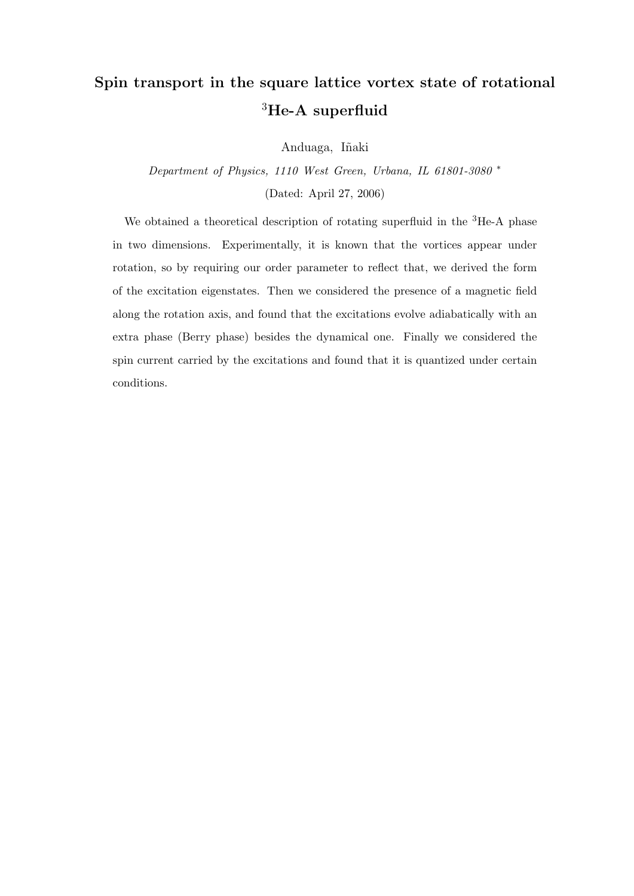# Spin transport in the square lattice vortex state of rotational $^{3}$He-A superfluid

Anduaga, Iñaki

*Department of Physics, 1110 West Green, Urbana, IL 61801-3080* [*]

(Dated: April 27, 2006)

We obtained a theoretical description of rotating superfluid in the $^{3}$He-A phase in two dimensions. Experimentally, it is known that the vortices appear under rotation, so by requiring our order parameter to reflect that, we derived the form of the excitation eigenstates. Then we considered the presence of a magnetic field along the rotation axis, and found that the excitations evolve adiabatically with an extra phase (Berry phase) besides the dynamical one. Finally we considered the spin current carried by the excitations and found that it is quantized under certain conditions.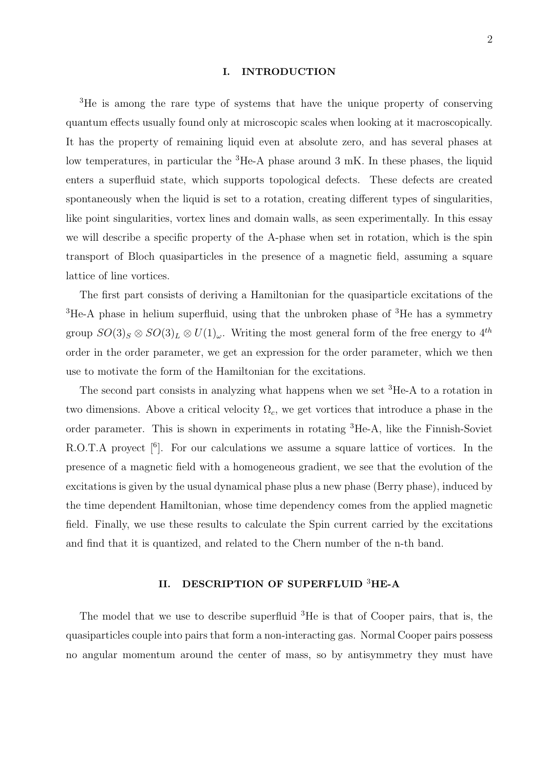## I. INTRODUCTION

$^3$He is among the rare type of systems that have the unique property of conserving quantum effects usually found only at microscopic scales when looking at it macroscopically. It has the property of remaining liquid even at absolute zero, and has several phases at low temperatures, in particular the $^3$He-A phase around 3 mK. In these phases, the liquid enters a superfluid state, which supports topological defects. These defects are created spontaneously when the liquid is set to a rotation, creating different types of singularities, like point singularities, vortex lines and domain walls, as seen experimentally. In this essay we will describe a specific property of the A-phase when set in rotation, which is the spin transport of Bloch quasiparticles in the presence of a magnetic field, assuming a square lattice of line vortices.

The first part consists of deriving a Hamiltonian for the quasiparticle excitations of the $^3$He-A phase in helium superfluid, using that the unbroken phase of $^3$He has a symmetry group $SO(3)_S \otimes SO(3)_L \otimes U(1)_\omega$. Writing the most general form of the free energy to $4^{th}$ order in the order parameter, we get an expression for the order parameter, which we then use to motivate the form of the Hamiltonian for the excitations.

The second part consists in analyzing what happens when we set $^3$He-A to a rotation in two dimensions. Above a critical velocity $\Omega_c$, we get vortices that introduce a phase in the order parameter. This is shown in experiments in rotating $^3$He-A, like the Finnish-Soviet R.O.T.A proyect [6]. For our calculations we assume a square lattice of vortices. In the presence of a magnetic field with a homogeneous gradient, we see that the evolution of the excitations is given by the usual dynamical phase plus a new phase (Berry phase), induced by the time dependent Hamiltonian, whose time dependency comes from the applied magnetic field. Finally, we use these results to calculate the Spin current carried by the excitations and find that it is quantized, and related to the Chern number of the n-th band.

## II. DESCRIPTION OF SUPERFLUID $^3$HE-A

The model that we use to describe superfluid $^3$He is that of Cooper pairs, that is, the quasiparticles couple into pairs that form a non-interacting gas. Normal Cooper pairs possess no angular momentum around the center of mass, so by antisymmetry they must have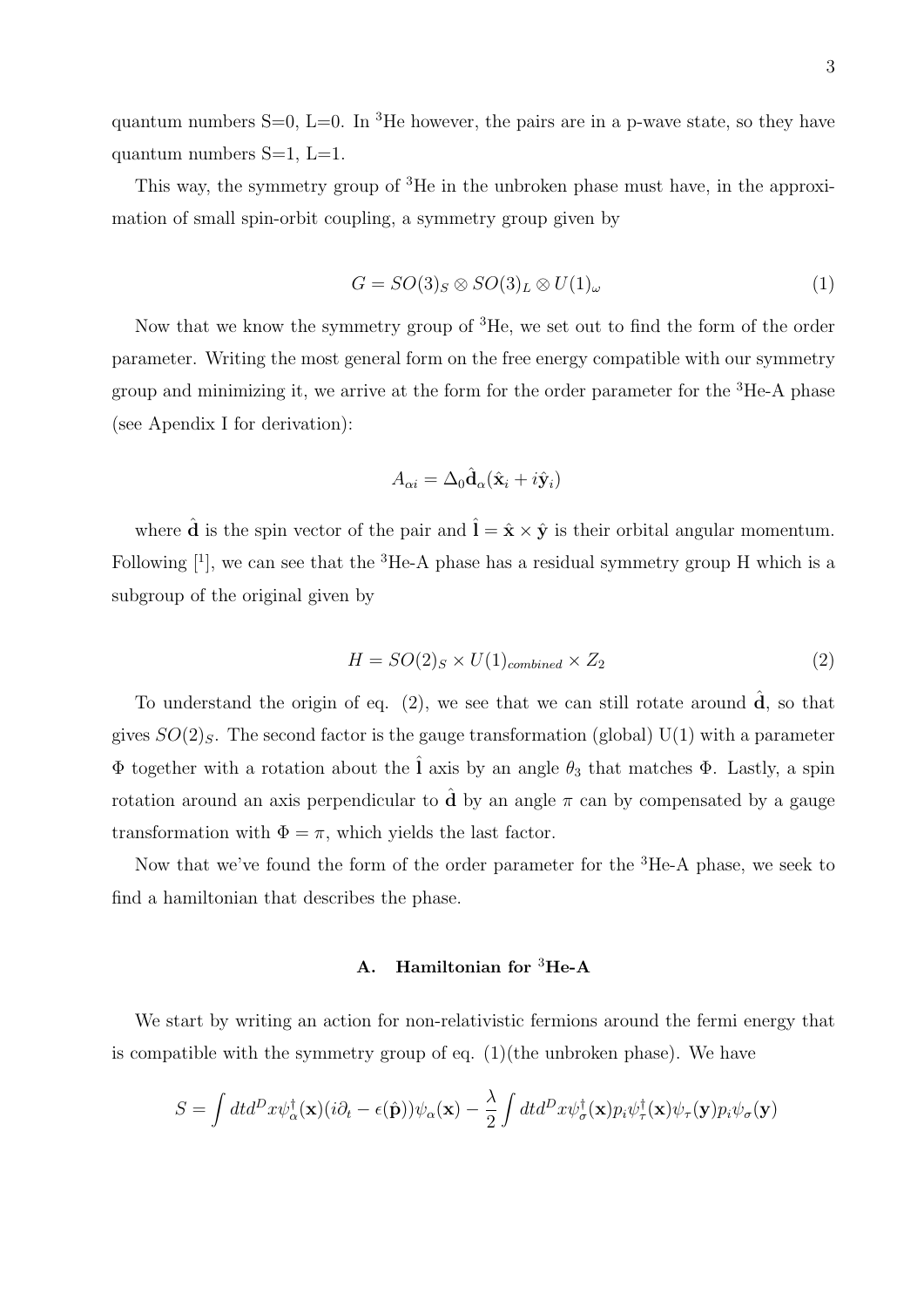quantum numbers S=0, L=0. In $^3$He however, the pairs are in a p-wave state, so they have quantum numbers S=1, L=1.

This way, the symmetry group of $^3$He in the unbroken phase must have, in the approximation of small spin-orbit coupling, a symmetry group given by

$$G = SO(3)_S \otimes SO(3)_L \otimes U(1)_\omega \tag{1}$$

Now that we know the symmetry group of $^3$He, we set out to find the form of the order parameter. Writing the most general form on the free energy compatible with our symmetry group and minimizing it, we arrive at the form for the order parameter for the $^3$He-A phase (see Apendix I for derivation):

$$A_{\alpha i} = \Delta_0 \hat{\mathbf{d}}_\alpha (\hat{\mathbf{x}}_i + i\hat{\mathbf{y}}_i)$$

where $\hat{\mathbf{d}}$ is the spin vector of the pair and $\hat{\mathbf{l}} = \hat{\mathbf{x}} \times \hat{\mathbf{y}}$ is their orbital angular momentum. Following [1], we can see that the $^3$He-A phase has a residual symmetry group H which is a subgroup of the original given by

$$H = SO(2)_S \times U(1)_{combined} \times Z_2 \tag{2}$$

To understand the origin of eq. (2), we see that we can still rotate around $\hat{\mathbf{d}}$, so that gives $SO(2)_S$. The second factor is the gauge transformation (global) U(1) with a parameter $\Phi$ together with a rotation about the $\hat{\mathbf{l}}$ axis by an angle $\theta_3$ that matches $\Phi$. Lastly, a spin rotation around an axis perpendicular to $\hat{\mathbf{d}}$ by an angle $\pi$ can by compensated by a gauge transformation with $\Phi = \pi$, which yields the last factor.

Now that we've found the form of the order parameter for the $^3$He-A phase, we seek to find a hamiltonian that describes the phase.

### A. Hamiltonian for $^3$He-A

We start by writing an action for non-relativistic fermions around the fermi energy that is compatible with the symmetry group of eq. (1)(the unbroken phase). We have

$$S = \int dt d^D x \psi^\dagger_\alpha(\mathbf{x})(i\partial_t - \epsilon(\hat{\mathbf{p}}))\psi_\alpha(\mathbf{x}) - \frac{\lambda}{2}\int dt d^D x \psi^\dagger_\sigma(\mathbf{x}) p_i \psi^\dagger_\tau(\mathbf{x})\psi_\tau(\mathbf{y}) p_i \psi_\sigma(\mathbf{y})$$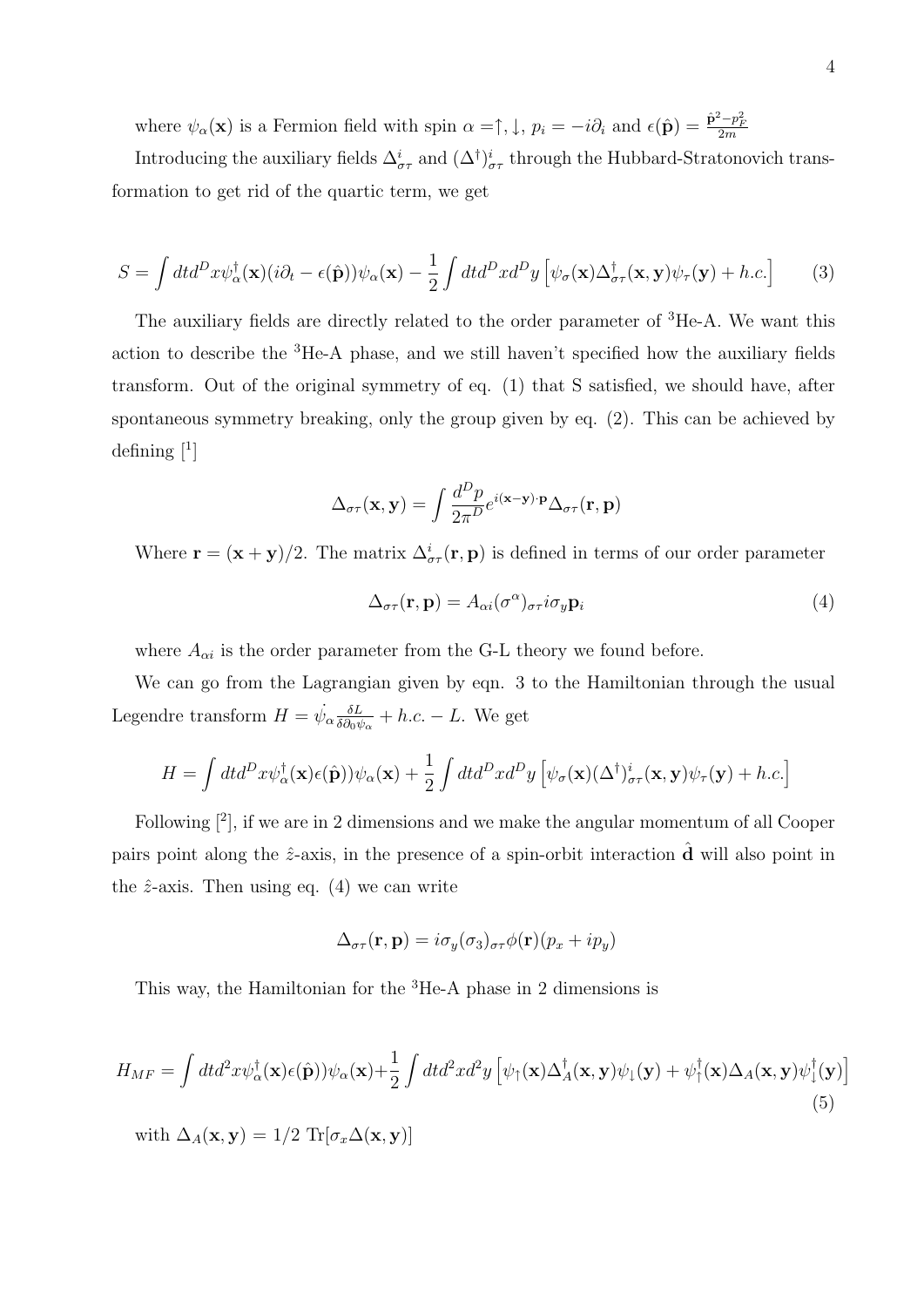where $\psi_\alpha(\mathbf{x})$ is a Fermion field with spin $\alpha = \uparrow, \downarrow$, $p_i = -i\partial_i$ and $\epsilon(\hat{\mathbf{p}}) = \frac{\hat{\mathbf{p}}^2 - p_F^2}{2m}$

Introducing the auxiliary fields $\Delta^i_{\sigma\tau}$ and $(\Delta^\dagger)^i_{\sigma\tau}$ through the Hubbard-Stratonovich transformation to get rid of the quartic term, we get

$$S = \int dt d^D x \psi^\dagger_\alpha(\mathbf{x})(i\partial_t - \epsilon(\hat{\mathbf{p}}))\psi_\alpha(\mathbf{x}) - \frac{1}{2}\int dt d^D x d^D y \left[\psi_\sigma(\mathbf{x})\Delta^\dagger_{\sigma\tau}(\mathbf{x},\mathbf{y})\psi_\tau(\mathbf{y}) + h.c.\right] \tag{3}$$

The auxiliary fields are directly related to the order parameter of $^3$He-A. We want this action to describe the $^3$He-A phase, and we still haven't specified how the auxiliary fields transform. Out of the original symmetry of eq. (1) that S satisfied, we should have, after spontaneous symmetry breaking, only the group given by eq. (2). This can be achieved by defining [1]

$$\Delta_{\sigma\tau}(\mathbf{x},\mathbf{y}) = \int \frac{d^D p}{2\pi^D} e^{i(\mathbf{x}-\mathbf{y})\cdot\mathbf{p}} \Delta_{\sigma\tau}(\mathbf{r},\mathbf{p})$$

Where $\mathbf{r} = (\mathbf{x}+\mathbf{y})/2$. The matrix $\Delta^i_{\sigma\tau}(\mathbf{r},\mathbf{p})$ is defined in terms of our order parameter

$$\Delta_{\sigma\tau}(\mathbf{r},\mathbf{p}) = A_{\alpha i}(\sigma^\alpha)_{\sigma\tau} i\sigma_y \mathbf{p}_i \tag{4}$$

where $A_{\alpha i}$ is the order parameter from the G-L theory we found before.

We can go from the Lagrangian given by eqn. 3 to the Hamiltonian through the usual Legendre transform $H = \dot{\psi}_\alpha \frac{\delta L}{\delta \partial_0 \psi_\alpha} + h.c. - L$. We get

$$H = \int dt d^D x \psi^\dagger_\alpha(\mathbf{x})\epsilon(\hat{\mathbf{p}}))\psi_\alpha(\mathbf{x}) + \frac{1}{2}\int dt d^D x d^D y \left[\psi_\sigma(\mathbf{x})(\Delta^\dagger)^i_{\sigma\tau}(\mathbf{x},\mathbf{y})\psi_\tau(\mathbf{y}) + h.c.\right]$$

Following [2], if we are in 2 dimensions and we make the angular momentum of all Cooper pairs point along the $\hat{z}$-axis, in the presence of a spin-orbit interaction $\hat{\mathbf{d}}$ will also point in the $\hat{z}$-axis. Then using eq. (4) we can write

$$\Delta_{\sigma\tau}(\mathbf{r},\mathbf{p}) = i\sigma_y(\sigma_3)_{\sigma\tau}\phi(\mathbf{r})(p_x + ip_y)$$

This way, the Hamiltonian for the $^3$He-A phase in 2 dimensions is

$$H_{MF} = \int dt d^2 x \psi^\dagger_\alpha(\mathbf{x})\epsilon(\hat{\mathbf{p}}))\psi_\alpha(\mathbf{x}) + \frac{1}{2}\int dt d^2 x d^2 y \left[\psi_\uparrow(\mathbf{x})\Delta^\dagger_A(\mathbf{x},\mathbf{y})\psi_\downarrow(\mathbf{y}) + \psi^\dagger_\uparrow(\mathbf{x})\Delta_A(\mathbf{x},\mathbf{y})\psi^\dagger_\downarrow(\mathbf{y})\right] \tag{5}$$

with $\Delta_A(\mathbf{x},\mathbf{y}) = 1/2\ \mathrm{Tr}[\sigma_x \Delta(\mathbf{x},\mathbf{y})]$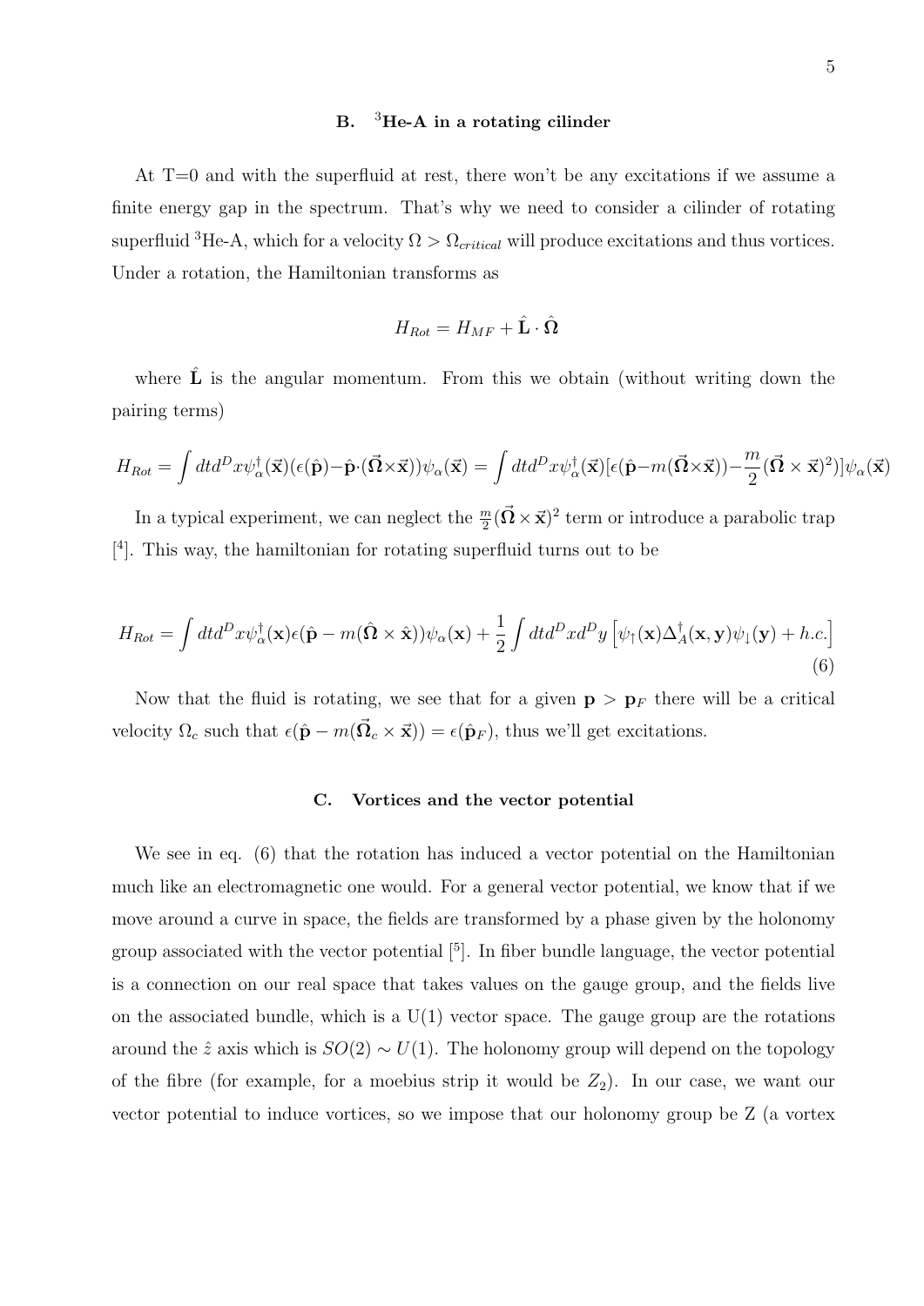### B. $^3$He-A in a rotating cilinder

At T=0 and with the superfluid at rest, there won't be any excitations if we assume a finite energy gap in the spectrum. That's why we need to consider a cilinder of rotating superfluid $^3$He-A, which for a velocity $\Omega > \Omega_{critical}$ will produce excitations and thus vortices. Under a rotation, the Hamiltonian transforms as

$$H_{Rot} = H_{MF} + \hat{\mathbf{L}} \cdot \hat{\mathbf{\Omega}}$$

where $\hat{\mathbf{L}}$ is the angular momentum. From this we obtain (without writing down the pairing terms)

$$H_{Rot} = \int dt d^D x \psi^\dagger_\alpha(\vec{\mathbf{x}})(\epsilon(\hat{\mathbf{p}}) - \hat{\mathbf{p}} \cdot (\vec{\mathbf{\Omega}} \times \vec{\mathbf{x}}))\psi_\alpha(\vec{\mathbf{x}}) = \int dt d^D x \psi^\dagger_\alpha(\vec{\mathbf{x}})[\epsilon(\hat{\mathbf{p}} - m(\vec{\mathbf{\Omega}} \times \vec{\mathbf{x}})) - \frac{m}{2}(\vec{\mathbf{\Omega}} \times \vec{\mathbf{x}})^2)]\psi_\alpha(\vec{\mathbf{x}})$$

In a typical experiment, we can neglect the $\frac{m}{2}(\vec{\mathbf{\Omega}} \times \vec{\mathbf{x}})^2$ term or introduce a parabolic trap [4]. This way, the hamiltonian for rotating superfluid turns out to be

$$H_{Rot} = \int dt d^D x \psi^\dagger_\alpha(\mathbf{x})\epsilon(\hat{\mathbf{p}} - m(\hat{\mathbf{\Omega}} \times \hat{\mathbf{x}}))\psi_\alpha(\mathbf{x}) + \frac{1}{2}\int dt d^D x d^D y \left[\psi_\uparrow(\mathbf{x})\Delta^\dagger_A(\mathbf{x},\mathbf{y})\psi_\downarrow(\mathbf{y}) + h.c.\right] \tag{6}$$

Now that the fluid is rotating, we see that for a given $\mathbf{p} > \mathbf{p}_F$ there will be a critical velocity $\Omega_c$ such that $\epsilon(\hat{\mathbf{p}} - m(\vec{\mathbf{\Omega}}_c \times \vec{\mathbf{x}})) = \epsilon(\hat{\mathbf{p}}_F)$, thus we'll get excitations.

### C. Vortices and the vector potential

We see in eq. (6) that the rotation has induced a vector potential on the Hamiltonian much like an electromagnetic one would. For a general vector potential, we know that if we move around a curve in space, the fields are transformed by a phase given by the holonomy group associated with the vector potential [5]. In fiber bundle language, the vector potential is a connection on our real space that takes values on the gauge group, and the fields live on the associated bundle, which is a U(1) vector space. The gauge group are the rotations around the $\hat{z}$ axis which is $SO(2) \sim U(1)$. The holonomy group will depend on the topology of the fibre (for example, for a moebius strip it would be $Z_2$). In our case, we want our vector potential to induce vortices, so we impose that our holonomy group be Z (a vortex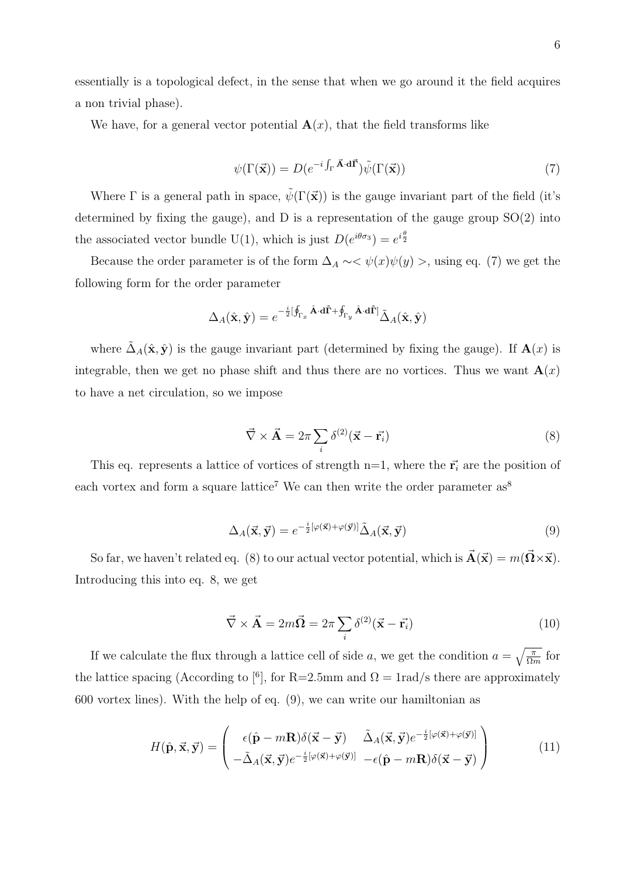essentially is a topological defect, in the sense that when we go around it the field acquires a non trivial phase).

We have, for a general vector potential $\mathbf{A}(x)$, that the field transforms like

$$\psi(\Gamma(\vec{\mathbf{x}})) = D(e^{-i\int_{\Gamma}\vec{\mathbf{A}}\cdot\mathbf{d}\vec{\mathbf{\Gamma}}})\tilde{\psi}(\Gamma(\vec{\mathbf{x}})) \tag{7}$$

Where $\Gamma$ is a general path in space, $\tilde{\psi}(\Gamma(\vec{\mathbf{x}}))$ is the gauge invariant part of the field (it's determined by fixing the gauge), and D is a representation of the gauge group SO(2) into the associated vector bundle U(1), which is just $D(e^{i\theta\sigma_3}) = e^{i\frac{\theta}{2}}$

Because the order parameter is of the form $\Delta_A \sim <\psi(x)\psi(y)>$, using eq. (7) we get the following form for the order parameter

$$\Delta_A(\hat{\mathbf{x}}, \hat{\mathbf{y}}) = e^{-\frac{i}{2}[\oint_{\Gamma_x}\hat{\mathbf{A}}\cdot\mathbf{d}\hat{\mathbf{\Gamma}} + \oint_{\Gamma_y}\hat{\mathbf{A}}\cdot\mathbf{d}\hat{\mathbf{\Gamma}}]}\tilde{\Delta}_A(\hat{\mathbf{x}}, \hat{\mathbf{y}})$$

where $\tilde{\Delta}_A(\hat{\mathbf{x}}, \hat{\mathbf{y}})$ is the gauge invariant part (determined by fixing the gauge). If $\mathbf{A}(x)$ is integrable, then we get no phase shift and thus there are no vortices. Thus we want $\mathbf{A}(x)$ to have a net circulation, so we impose

$$\vec{\nabla} \times \vec{\mathbf{A}} = 2\pi \sum_i \delta^{(2)}(\vec{\mathbf{x}} - \vec{\mathbf{r}_i}) \tag{8}$$

This eq. represents a lattice of vortices of strength n=1, where the $\vec{\mathbf{r}_i}$ are the position of each vortex and form a square lattice[7] We can then write the order parameter as[8]

$$\Delta_A(\vec{\mathbf{x}}, \vec{\mathbf{y}}) = e^{-\frac{i}{2}[\varphi(\vec{\mathbf{x}})+\varphi(\vec{\mathbf{y}})]}\tilde{\Delta}_A(\vec{\mathbf{x}}, \vec{\mathbf{y}}) \tag{9}$$

So far, we haven't related eq. (8) to our actual vector potential, which is $\vec{\mathbf{A}}(\vec{\mathbf{x}}) = m(\vec{\mathbf{\Omega}} \times \vec{\mathbf{x}})$. Introducing this into eq. 8, we get

$$\vec{\nabla} \times \vec{\mathbf{A}} = 2m\vec{\mathbf{\Omega}} = 2\pi \sum_i \delta^{(2)}(\vec{\mathbf{x}} - \vec{\mathbf{r}_i}) \tag{10}$$

If we calculate the flux through a lattice cell of side $a$, we get the condition $a = \sqrt{\frac{\pi}{\Omega m}}$ for the lattice spacing (According to [6], for R=2.5mm and $\Omega = 1$rad/s there are approximately 600 vortex lines). With the help of eq. (9), we can write our hamiltonian as

$$H(\hat{\mathbf{p}}, \vec{\mathbf{x}}, \vec{\mathbf{y}}) = \begin{pmatrix} \epsilon(\hat{\mathbf{p}} - m\mathbf{R})\delta(\vec{\mathbf{x}} - \vec{\mathbf{y}}) & \tilde{\Delta}_A(\vec{\mathbf{x}}, \vec{\mathbf{y}})e^{-\frac{i}{2}[\varphi(\vec{\mathbf{x}})+\varphi(\vec{\mathbf{y}})]} \\ -\tilde{\Delta}_A(\vec{\mathbf{x}}, \vec{\mathbf{y}})e^{-\frac{i}{2}[\varphi(\vec{\mathbf{x}})+\varphi(\vec{\mathbf{y}})]} & -\epsilon(\hat{\mathbf{p}} - m\mathbf{R})\delta(\vec{\mathbf{x}} - \vec{\mathbf{y}}) \end{pmatrix} \tag{11}$$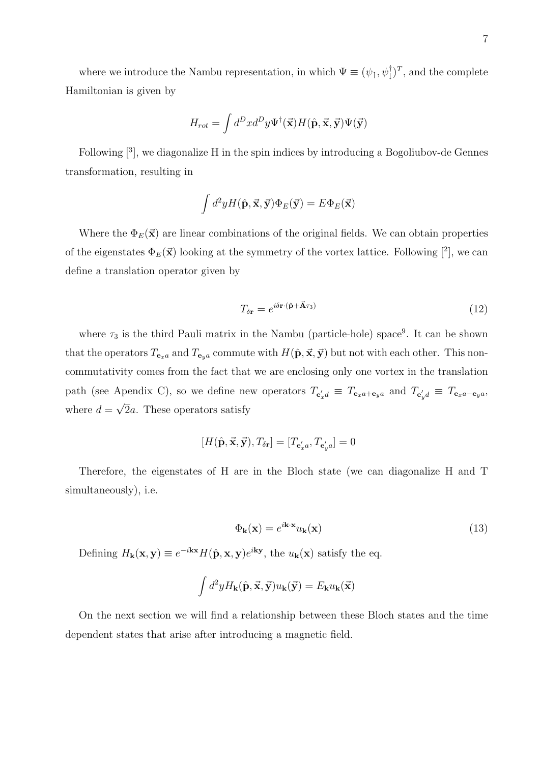where we introduce the Nambu representation, in which $\Psi \equiv (\psi_\uparrow, \psi_\downarrow^\dagger)^T$, and the complete Hamiltonian is given by

$$H_{rot} = \int d^D x d^D y \Psi^\dagger(\vec{\mathbf{x}}) H(\hat{\mathbf{p}}, \vec{\mathbf{x}}, \vec{\mathbf{y}}) \Psi(\vec{\mathbf{y}})$$

Following [3], we diagonalize H in the spin indices by introducing a Bogoliubov-de Gennes transformation, resulting in

$$\int d^2 y H(\hat{\mathbf{p}}, \vec{\mathbf{x}}, \vec{\mathbf{y}}) \Phi_E(\vec{\mathbf{y}}) = E \Phi_E(\vec{\mathbf{x}})$$

Where the $\Phi_E(\vec{\mathbf{x}})$ are linear combinations of the original fields. We can obtain properties of the eigenstates $\Phi_E(\vec{\mathbf{x}})$ looking at the symmetry of the vortex lattice. Following [2], we can define a translation operator given by

$$T_{\delta\mathbf{r}} = e^{i\delta\mathbf{r}\cdot(\hat{\mathbf{p}} + \vec{\mathbf{A}}\tau_3)} \tag{12}$$

where $\tau_3$ is the third Pauli matrix in the Nambu (particle-hole) space[9]. It can be shown that the operators $T_{\mathbf{e}_x a}$ and $T_{\mathbf{e}_y a}$ commute with $H(\hat{\mathbf{p}}, \vec{\mathbf{x}}, \vec{\mathbf{y}})$ but not with each other. This non-commutativity comes from the fact that we are enclosing only one vortex in the translation path (see Apendix C), so we define new operators $T_{\mathbf{e}'_x d} \equiv T_{\mathbf{e}_x a + \mathbf{e}_y a}$ and $T_{\mathbf{e}'_y d} \equiv T_{\mathbf{e}_x a - \mathbf{e}_y a}$, where $d = \sqrt{2}a$. These operators satisfy

$$[H(\hat{\mathbf{p}}, \vec{\mathbf{x}}, \vec{\mathbf{y}}), T_{\delta\mathbf{r}}] = [T_{\mathbf{e}'_x a}, T_{\mathbf{e}'_y a}] = 0$$

Therefore, the eigenstates of H are in the Bloch state (we can diagonalize H and T simultaneously), i.e.

$$\Phi_{\mathbf{k}}(\mathbf{x}) = e^{i\mathbf{k}\cdot\mathbf{x}} u_{\mathbf{k}}(\mathbf{x}) \tag{13}$$

Defining $H_{\mathbf{k}}(\mathbf{x}, \mathbf{y}) \equiv e^{-i\mathbf{k}\mathbf{x}} H(\hat{\mathbf{p}}, \mathbf{x}, \mathbf{y}) e^{i\mathbf{k}\mathbf{y}}$, the $u_{\mathbf{k}}(\mathbf{x})$ satisfy the eq.

$$\int d^2 y H_{\mathbf{k}}(\hat{\mathbf{p}}, \vec{\mathbf{x}}, \vec{\mathbf{y}}) u_{\mathbf{k}}(\vec{\mathbf{y}}) = E_{\mathbf{k}} u_{\mathbf{k}}(\vec{\mathbf{x}})$$

On the next section we will find a relationship between these Bloch states and the time dependent states that arise after introducing a magnetic field.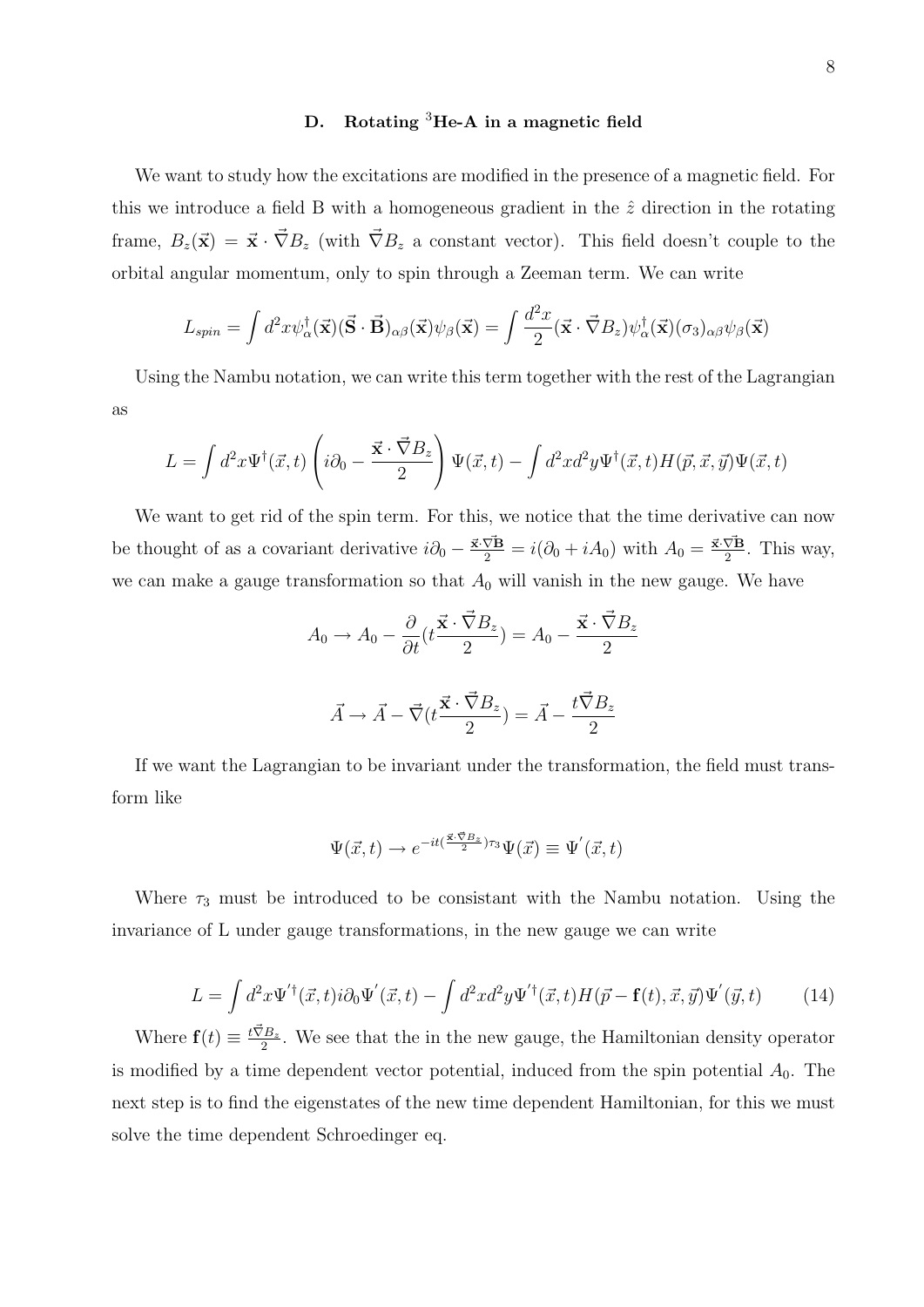### D. Rotating $^3$He-A in a magnetic field

We want to study how the excitations are modified in the presence of a magnetic field. For this we introduce a field B with a homogeneous gradient in the $\hat{z}$ direction in the rotating frame, $B_z(\vec{\mathbf{x}}) = \vec{\mathbf{x}} \cdot \vec{\nabla} B_z$ (with $\vec{\nabla} B_z$ a constant vector). This field doesn't couple to the orbital angular momentum, only to spin through a Zeeman term. We can write

$$L_{spin} = \int d^2x \psi^\dagger_\alpha(\vec{\mathbf{x}})(\vec{\mathbf{S}} \cdot \vec{\mathbf{B}})_{\alpha\beta}(\vec{\mathbf{x}})\psi_\beta(\vec{\mathbf{x}}) = \int \frac{d^2x}{2}(\vec{\mathbf{x}} \cdot \vec{\nabla} B_z)\psi^\dagger_\alpha(\vec{\mathbf{x}})(\sigma_3)_{\alpha\beta}\psi_\beta(\vec{\mathbf{x}})$$

Using the Nambu notation, we can write this term together with the rest of the Lagrangian as

$$L = \int d^2x \Psi^\dagger(\vec{x},t)\left(i\partial_0 - \frac{\vec{\mathbf{x}} \cdot \vec{\nabla} B_z}{2}\right)\Psi(\vec{x},t) - \int d^2x d^2y \Psi^\dagger(\vec{x},t) H(\vec{p},\vec{x},\vec{y})\Psi(\vec{x},t)$$

We want to get rid of the spin term. For this, we notice that the time derivative can now be thought of as a covariant derivative $i\partial_0 - \frac{\vec{\mathbf{x}} \cdot \vec{\nabla}\mathbf{B}}{2} = i(\partial_0 + iA_0)$ with $A_0 = \frac{\vec{\mathbf{x}} \cdot \vec{\nabla}\mathbf{B}}{2}$. This way, we can make a gauge transformation so that $A_0$ will vanish in the new gauge. We have

$$A_0 \to A_0 - \frac{\partial}{\partial t}(t\frac{\vec{\mathbf{x}} \cdot \vec{\nabla} B_z}{2}) = A_0 - \frac{\vec{\mathbf{x}} \cdot \vec{\nabla} B_z}{2}$$

$$\vec{A} \to \vec{A} - \vec{\nabla}(t\frac{\vec{\mathbf{x}} \cdot \vec{\nabla} B_z}{2}) = \vec{A} - \frac{t\vec{\nabla} B_z}{2}$$

If we want the Lagrangian to be invariant under the transformation, the field must transform like

$$\Psi(\vec{x},t) \to e^{-it(\frac{\vec{\mathbf{x}} \cdot \vec{\nabla} B_z}{2})\tau_3}\Psi(\vec{x}) \equiv \Psi^{'}(\vec{x},t)$$

Where $\tau_3$ must be introduced to be consistant with the Nambu notation. Using the invariance of L under gauge transformations, in the new gauge we can write

$$L = \int d^2x \Psi^{'\dagger}(\vec{x},t) i\partial_0 \Psi^{'}(\vec{x},t) - \int d^2x d^2y \Psi^{'\dagger}(\vec{x},t) H(\vec{p} - \mathbf{f}(t),\vec{x},\vec{y})\Psi^{'}(\vec{y},t) \tag{14}$$

Where $\mathbf{f}(t) \equiv \frac{t\vec{\nabla} B_z}{2}$. We see that the in the new gauge, the Hamiltonian density operator is modified by a time dependent vector potential, induced from the spin potential $A_0$. The next step is to find the eigenstates of the new time dependent Hamiltonian, for this we must solve the time dependent Schroedinger eq.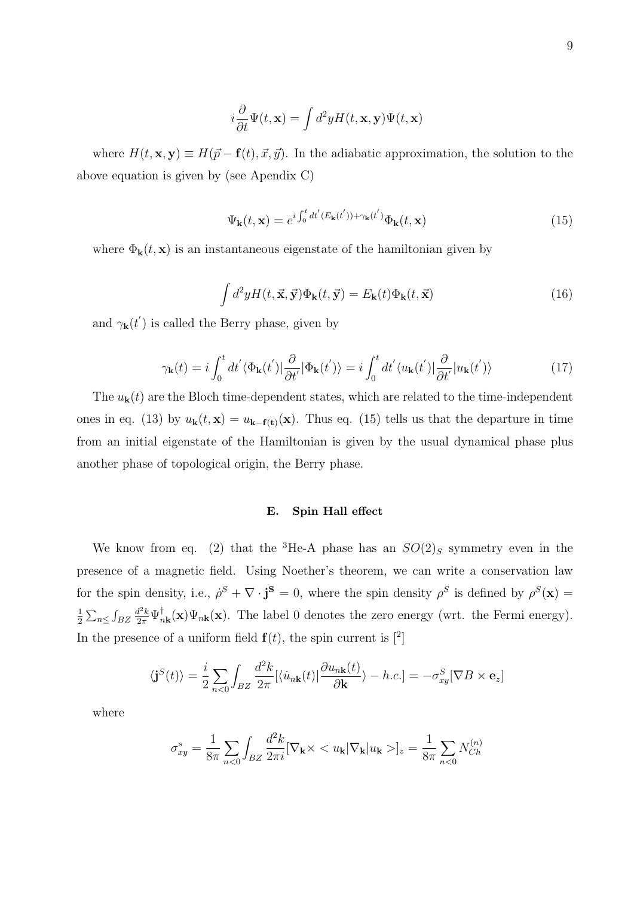$$i\frac{\partial}{\partial t}\Psi(t,\mathbf{x}) = \int d^2y H(t,\mathbf{x},\mathbf{y})\Psi(t,\mathbf{x})$$

where $H(t,\mathbf{x},\mathbf{y}) \equiv H(\vec{p}-\mathbf{f}(t),\vec{x},\vec{y})$. In the adiabatic approximation, the solution to the above equation is given by (see Apendix C)

$$\Psi_{\mathbf{k}}(t,\mathbf{x}) = e^{i\int_0^t dt'(E_{\mathbf{k}}(t'))+\gamma_{\mathbf{k}}(t')}\Phi_{\mathbf{k}}(t,\mathbf{x}) \tag{15}$$

where $\Phi_{\mathbf{k}}(t,\mathbf{x})$ is an instantaneous eigenstate of the hamiltonian given by

$$\int d^2y H(t,\vec{\mathbf{x}},\vec{\mathbf{y}})\Phi_{\mathbf{k}}(t,\vec{\mathbf{y}}) = E_{\mathbf{k}}(t)\Phi_{\mathbf{k}}(t,\vec{\mathbf{x}}) \tag{16}$$

and $\gamma_{\mathbf{k}}(t')$ is called the Berry phase, given by

$$\gamma_{\mathbf{k}}(t) = i\int_0^t dt'\langle\Phi_{\mathbf{k}}(t')|\frac{\partial}{\partial t'}|\Phi_{\mathbf{k}}(t')\rangle = i\int_0^t dt'\langle u_{\mathbf{k}}(t')|\frac{\partial}{\partial t'}|u_{\mathbf{k}}(t')\rangle \tag{17}$$

The $u_{\mathbf{k}}(t)$ are the Bloch time-dependent states, which are related to the time-independent ones in eq. (13) by $u_{\mathbf{k}}(t,\mathbf{x}) = u_{\mathbf{k}-\mathbf{f(t)}}(\mathbf{x})$. Thus eq. (15) tells us that the departure in time from an initial eigenstate of the Hamiltonian is given by the usual dynamical phase plus another phase of topological origin, the Berry phase.

### E. Spin Hall effect

We know from eq. (2) that the $^3$He-A phase has an $SO(2)_S$ symmetry even in the presence of a magnetic field. Using Noether's theorem, we can write a conservation law for the spin density, i.e., $\dot{\rho}^S + \nabla\cdot\mathbf{j^S} = 0$, where the spin density $\rho^S$ is defined by $\rho^S(\mathbf{x}) = \frac{1}{2}\sum_{n\leq}\int_{BZ}\frac{d^2k}{2\pi}\Psi^\dagger_{n\mathbf{k}}(\mathbf{x})\Psi_{n\mathbf{k}}(\mathbf{x})$. The label 0 denotes the zero energy (wrt. the Fermi energy). In the presence of a uniform field $\mathbf{f}(t)$, the spin current is [2]

$$\langle\mathbf{j}^S(t)\rangle = \frac{i}{2}\sum_{n<0}\int_{BZ}\frac{d^2k}{2\pi}[\langle\dot{u}_{n\mathbf{k}}(t)|\frac{\partial u_{n\mathbf{k}}(t)}{\partial\mathbf{k}}\rangle - h.c.] = -\sigma^S_{xy}[\nabla B\times\mathbf{e}_z]$$

where

$$\sigma^s_{xy} = \frac{1}{8\pi}\sum_{n<0}\int_{BZ}\frac{d^2k}{2\pi i}[\nabla_{\mathbf{k}}\times < u_{\mathbf{k}}|\nabla_{\mathbf{k}}|u_{\mathbf{k}} >]_z = \frac{1}{8\pi}\sum_{n<0}N^{(n)}_{Ch}$$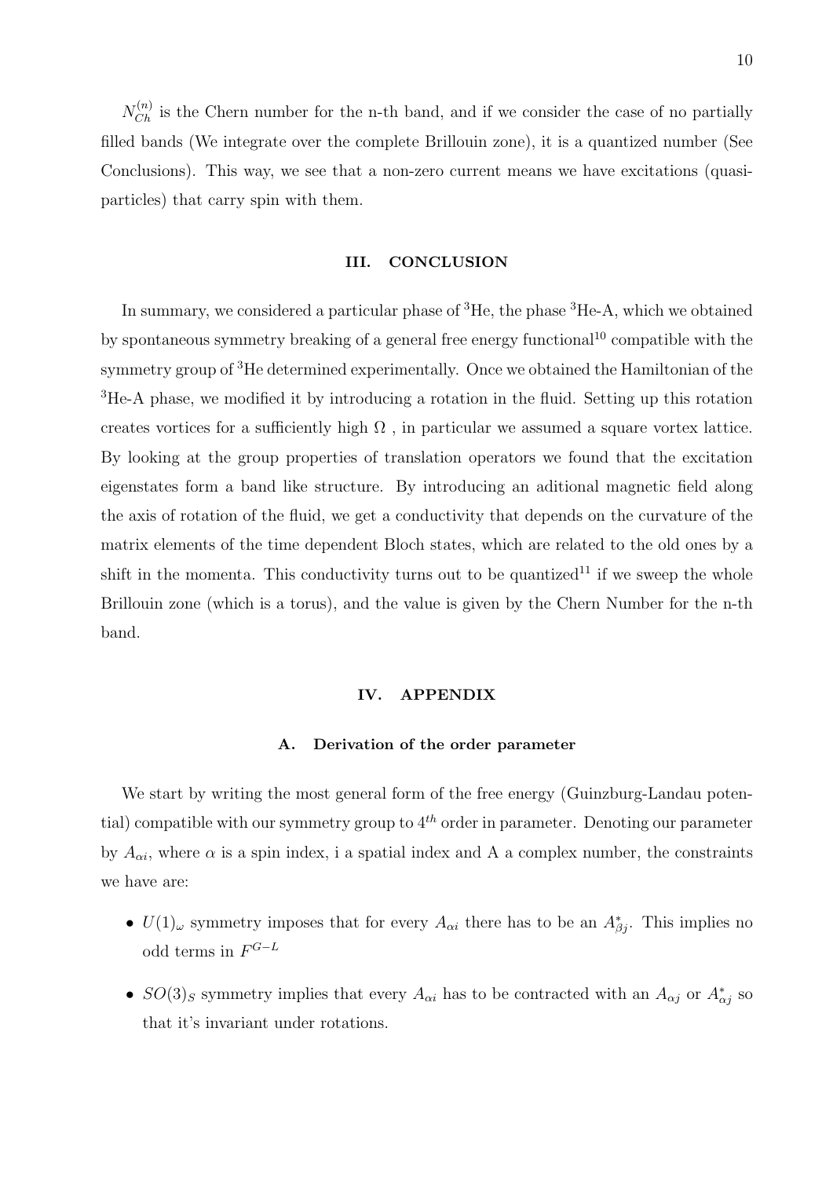$N_{Ch}^{(n)}$ is the Chern number for the n-th band, and if we consider the case of no partially filled bands (We integrate over the complete Brillouin zone), it is a quantized number (See Conclusions). This way, we see that a non-zero current means we have excitations (quasi-particles) that carry spin with them.

## III. CONCLUSION

In summary, we considered a particular phase of $^3$He, the phase $^3$He-A, which we obtained by spontaneous symmetry breaking of a general free energy functional[10] compatible with the symmetry group of $^3$He determined experimentally. Once we obtained the Hamiltonian of the $^3$He-A phase, we modified it by introducing a rotation in the fluid. Setting up this rotation creates vortices for a sufficiently high $\Omega$ , in particular we assumed a square vortex lattice. By looking at the group properties of translation operators we found that the excitation eigenstates form a band like structure. By introducing an aditional magnetic field along the axis of rotation of the fluid, we get a conductivity that depends on the curvature of the matrix elements of the time dependent Bloch states, which are related to the old ones by a shift in the momenta. This conductivity turns out to be quantized[11] if we sweep the whole Brillouin zone (which is a torus), and the value is given by the Chern Number for the n-th band.

## IV. APPENDIX

### A. Derivation of the order parameter

We start by writing the most general form of the free energy (Guinzburg-Landau potential) compatible with our symmetry group to $4^{th}$ order in parameter. Denoting our parameter by $A_{\alpha i}$, where $\alpha$ is a spin index, i a spatial index and A a complex number, the constraints we have are:

- $U(1)_\omega$ symmetry imposes that for every $A_{\alpha i}$ there has to be an $A^*_{\beta j}$. This implies no odd terms in $F^{G-L}$
- $SO(3)_S$ symmetry implies that every $A_{\alpha i}$ has to be contracted with an $A_{\alpha j}$ or $A^*_{\alpha j}$ so that it's invariant under rotations.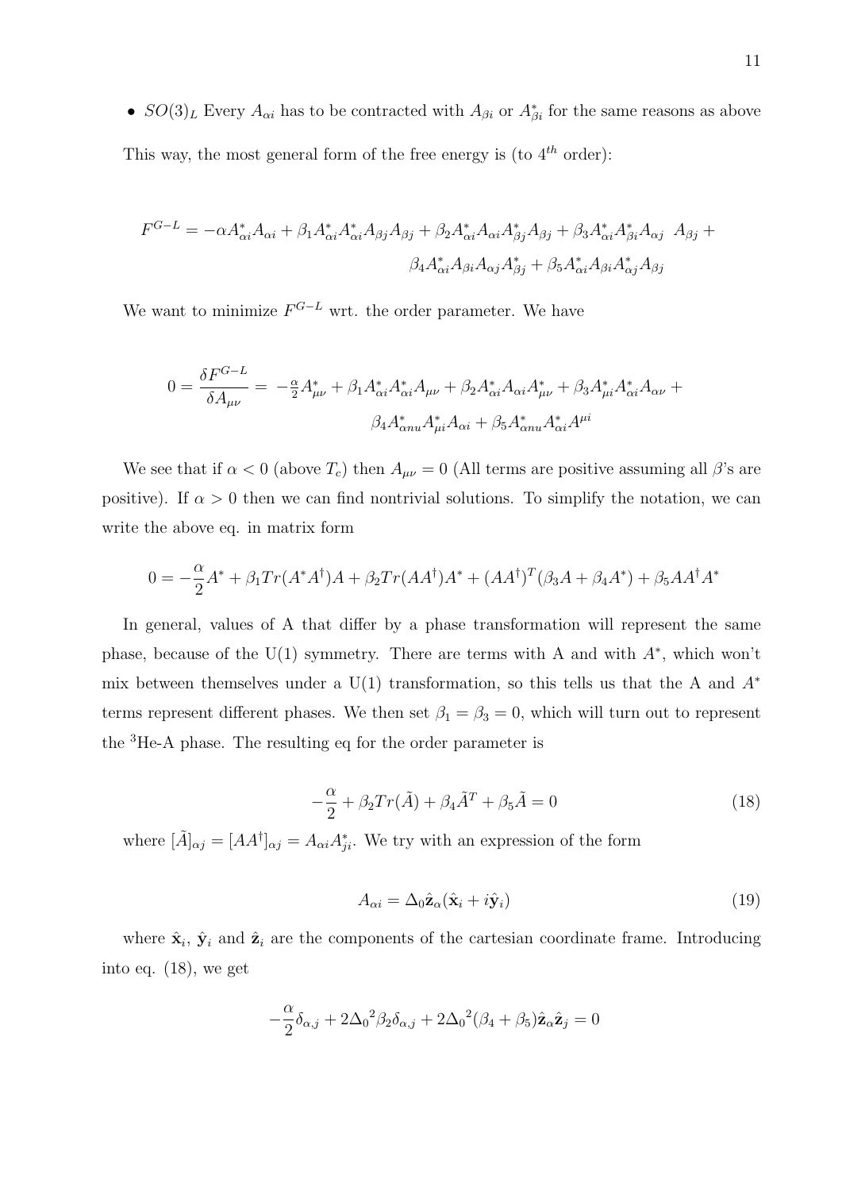- $SO(3)_L$ Every $A_{\alpha i}$ has to be contracted with $A_{\beta i}$ or $A^*_{\beta i}$ for the same reasons as above

This way, the most general form of the free energy is (to $4^{th}$ order):

$$F^{G-L} = -\alpha A^*_{\alpha i} A_{\alpha i} + \beta_1 A^*_{\alpha i} A^*_{\alpha i} A_{\beta j} A_{\beta j} + \beta_2 A^*_{\alpha i} A_{\alpha i} A^*_{\beta j} A_{\beta j} + \beta_3 A^*_{\alpha i} A^*_{\beta i} A_{\alpha j} \; A_{\beta j} +$$
$$\beta_4 A^*_{\alpha i} A_{\beta i} A_{\alpha j} A^*_{\beta j} + \beta_5 A^*_{\alpha i} A_{\beta i} A^*_{\alpha j} A_{\beta j}$$

We want to minimize $F^{G-L}$ wrt. the order parameter. We have

$$0 = \frac{\delta F^{G-L}}{\delta A_{\mu\nu}} = -\tfrac{\alpha}{2} A^*_{\mu\nu} + \beta_1 A^*_{\alpha i} A^*_{\alpha i} A_{\mu\nu} + \beta_2 A^*_{\alpha i} A_{\alpha i} A^*_{\mu\nu} + \beta_3 A^*_{\mu i} A^*_{\alpha i} A_{\alpha\nu} +$$
$$\beta_4 A^*_{\alpha nu} A^*_{\mu i} A_{\alpha i} + \beta_5 A^*_{\alpha nu} A^*_{\alpha i} A^{\mu i}$$

We see that if $\alpha < 0$ (above $T_c$) then $A_{\mu\nu} = 0$ (All terms are positive assuming all $\beta$'s are positive). If $\alpha > 0$ then we can find nontrivial solutions. To simplify the notation, we can write the above eq. in matrix form

$$0 = -\frac{\alpha}{2} A^* + \beta_1 Tr(A^* A^\dagger) A + \beta_2 Tr(A A^\dagger) A^* + (A A^\dagger)^T (\beta_3 A + \beta_4 A^*) + \beta_5 A A^\dagger A^*$$

In general, values of A that differ by a phase transformation will represent the same phase, because of the U(1) symmetry. There are terms with A and with $A^*$, which won't mix between themselves under a U(1) transformation, so this tells us that the A and $A^*$ terms represent different phases. We then set $\beta_1 = \beta_3 = 0$, which will turn out to represent the $^3$He-A phase. The resulting eq for the order parameter is

$$-\frac{\alpha}{2} + \beta_2 Tr(\tilde{A}) + \beta_4 \tilde{A}^T + \beta_5 \tilde{A} = 0 \tag{18}$$

where $[\tilde{A}]_{\alpha j} = [A A^\dagger]_{\alpha j} = A_{\alpha i} A^*_{ji}$. We try with an expression of the form

$$A_{\alpha i} = \Delta_0 \hat{\mathbf{z}}_\alpha (\hat{\mathbf{x}}_i + i \hat{\mathbf{y}}_i) \tag{19}$$

where $\hat{\mathbf{x}}_i$, $\hat{\mathbf{y}}_i$ and $\hat{\mathbf{z}}_i$ are the components of the cartesian coordinate frame. Introducing into eq. (18), we get

$$-\frac{\alpha}{2}\delta_{\alpha,j} + 2{\Delta_0}^2 \beta_2 \delta_{\alpha,j} + 2{\Delta_0}^2 (\beta_4 + \beta_5) \hat{\mathbf{z}}_\alpha \hat{\mathbf{z}}_j = 0$$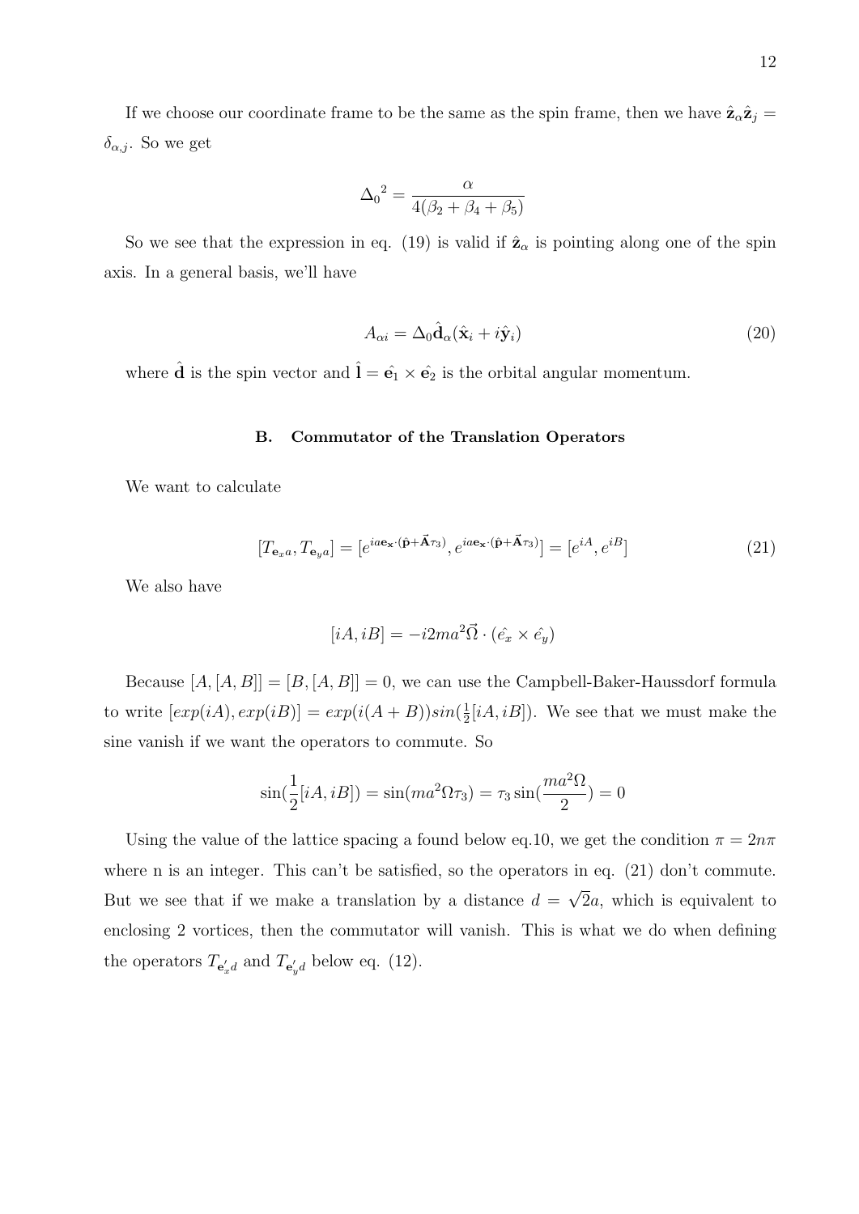If we choose our coordinate frame to be the same as the spin frame, then we have $\hat{\mathbf{z}}_\alpha \hat{\mathbf{z}}_j = \delta_{\alpha,j}$. So we get

$$\Delta_0{}^2 = \frac{\alpha}{4(\beta_2 + \beta_4 + \beta_5)}$$

So we see that the expression in eq. (19) is valid if $\hat{\mathbf{z}}_\alpha$ is pointing along one of the spin axis. In a general basis, we'll have

$$A_{\alpha i} = \Delta_0 \hat{\mathbf{d}}_\alpha (\hat{\mathbf{x}}_i + i\hat{\mathbf{y}}_i) \tag{20}$$

where $\hat{\mathbf{d}}$ is the spin vector and $\hat{\mathbf{l}} = \hat{\mathbf{e_1}} \times \hat{\mathbf{e_2}}$ is the orbital angular momentum.

### B. Commutator of the Translation Operators

We want to calculate

$$[T_{\mathbf{e}_x a}, T_{\mathbf{e}_y a}] = [e^{ia\mathbf{e_x}\cdot(\hat{\mathbf{p}}+\vec{\mathbf{A}}\tau_3)}, e^{ia\mathbf{e_x}\cdot(\hat{\mathbf{p}}+\vec{\mathbf{A}}\tau_3)}] = [e^{iA}, e^{iB}] \tag{21}$$

We also have

$$[iA, iB] = -i2ma^2\vec{\Omega}\cdot(\hat{e_x} \times \hat{e_y})$$

Because $[A, [A, B]] = [B, [A, B]] = 0$, we can use the Campbell-Baker-Haussdorf formula to write $[exp(iA), exp(iB)] = exp(i(A + B))sin(\frac{1}{2}[iA, iB])$. We see that we must make the sine vanish if we want the operators to commute. So

$$\sin(\frac{1}{2}[iA, iB]) = \sin(ma^2\Omega\tau_3) = \tau_3 \sin(\frac{ma^2\Omega}{2}) = 0$$

Using the value of the lattice spacing a found below eq.10, we get the condition $\pi = 2n\pi$ where n is an integer. This can't be satisfied, so the operators in eq. (21) don't commute. But we see that if we make a translation by a distance $d = \sqrt{2}a$, which is equivalent to enclosing 2 vortices, then the commutator will vanish. This is what we do when defining the operators $T_{\mathbf{e}'_x d}$ and $T_{\mathbf{e}'_y d}$ below eq. (12).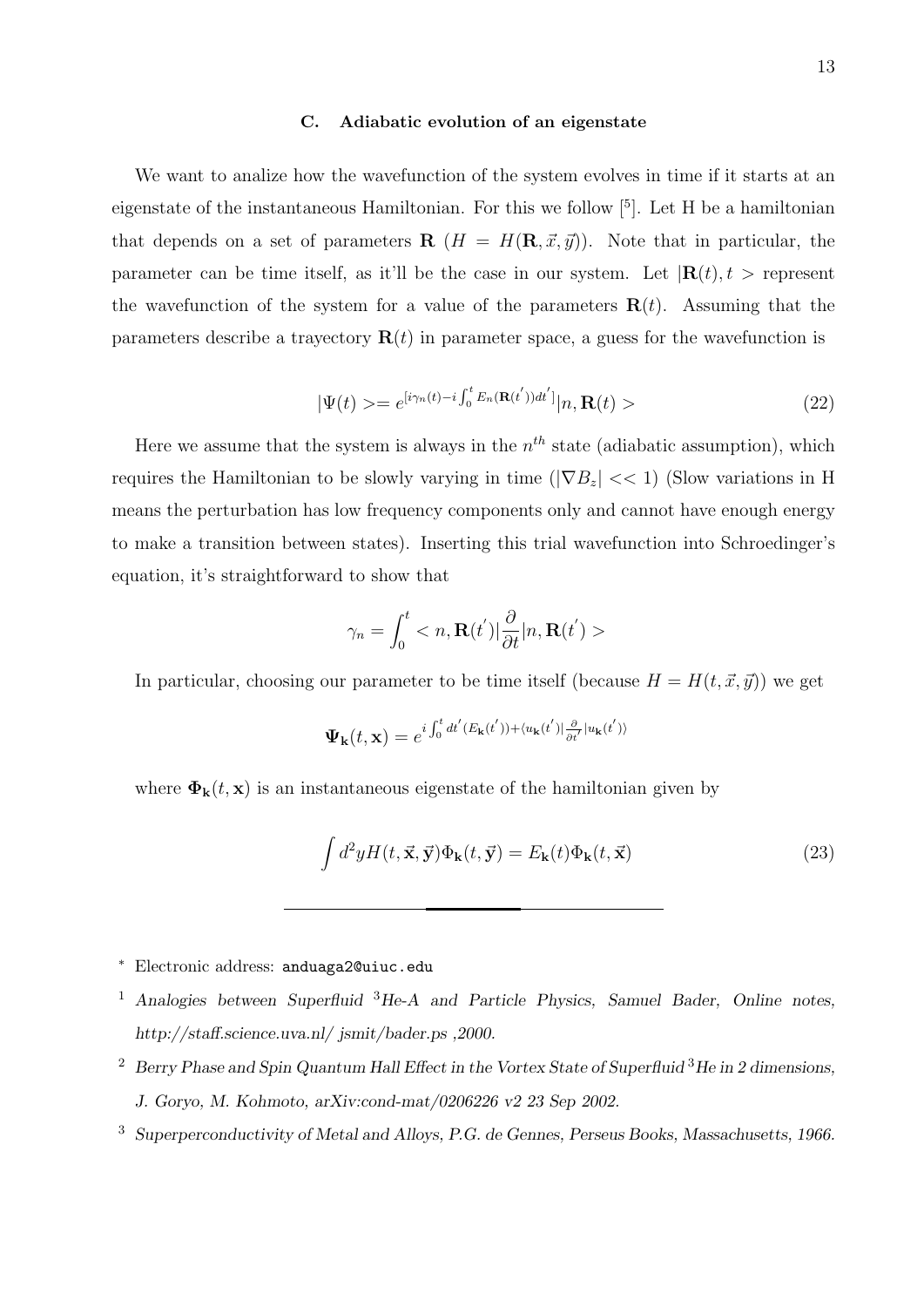### C. Adiabatic evolution of an eigenstate

We want to analize how the wavefunction of the system evolves in time if it starts at an eigenstate of the instantaneous Hamiltonian. For this we follow [5]. Let H be a hamiltonian that depends on a set of parameters $\mathbf{R}$ ($H = H(\mathbf{R}, \vec{x}, \vec{y})$). Note that in particular, the parameter can be time itself, as it'll be the case in our system. Let $|\mathbf{R}(t), t>$ represent the wavefunction of the system for a value of the parameters $\mathbf{R}(t)$. Assuming that the parameters describe a trayectory $\mathbf{R}(t)$ in parameter space, a guess for the wavefunction is

$$|\Psi(t)>= e^{[i\gamma_n(t) - i\int_0^t E_n(\mathbf{R}(t^{'}))dt^{'}]}|n, \mathbf{R}(t)> \tag{22}$$

Here we assume that the system is always in the $n^{th}$ state (adiabatic assumption), which requires the Hamiltonian to be slowly varying in time ($|\nabla B_z| << 1$) (Slow variations in H means the perturbation has low frequency components only and cannot have enough energy to make a transition between states). Inserting this trial wavefunction into Schroedinger's equation, it's straightforward to show that

$$\gamma_n = \int_0^t < n, \mathbf{R}(t^{'})|\frac{\partial}{\partial t}|n, \mathbf{R}(t^{'}) >$$

In particular, choosing our parameter to be time itself (because $H = H(t, \vec{x}, \vec{y})$) we get

$$\mathbf{\Psi_k}(t, \mathbf{x}) = e^{i\int_0^t dt^{'}(E_{\mathbf{k}}(t^{'})) + \langle u_{\mathbf{k}}(t^{'})|\frac{\partial}{\partial t^{'}}|u_{\mathbf{k}}(t^{'})\rangle}$$

where $\mathbf{\Phi_k}(t, \mathbf{x})$ is an instantaneous eigenstate of the hamiltonian given by

$$\int d^2y H(t, \vec{\mathbf{x}}, \vec{\mathbf{y}})\Phi_{\mathbf{k}}(t, \vec{\mathbf{y}}) = E_{\mathbf{k}}(t)\Phi_{\mathbf{k}}(t, \vec{\mathbf{x}}) \tag{23}$$

---

[*] Electronic address: anduaga2@uiuc.edu

[1] *Analogies between Superfluid $^3$He-A and Particle Physics, Samuel Bader, Online notes, http://staff.science.uva.nl/ jsmit/bader.ps ,2000.*

[2] *Berry Phase and Spin Quantum Hall Effect in the Vortex State of Superfluid $^3$He in 2 dimensions, J. Goryo, M. Kohmoto, arXiv:cond-mat/0206226 v2 23 Sep 2002.*

[3] *Superperconductivity of Metal and Alloys, P.G. de Gennes, Perseus Books, Massachusetts, 1966.*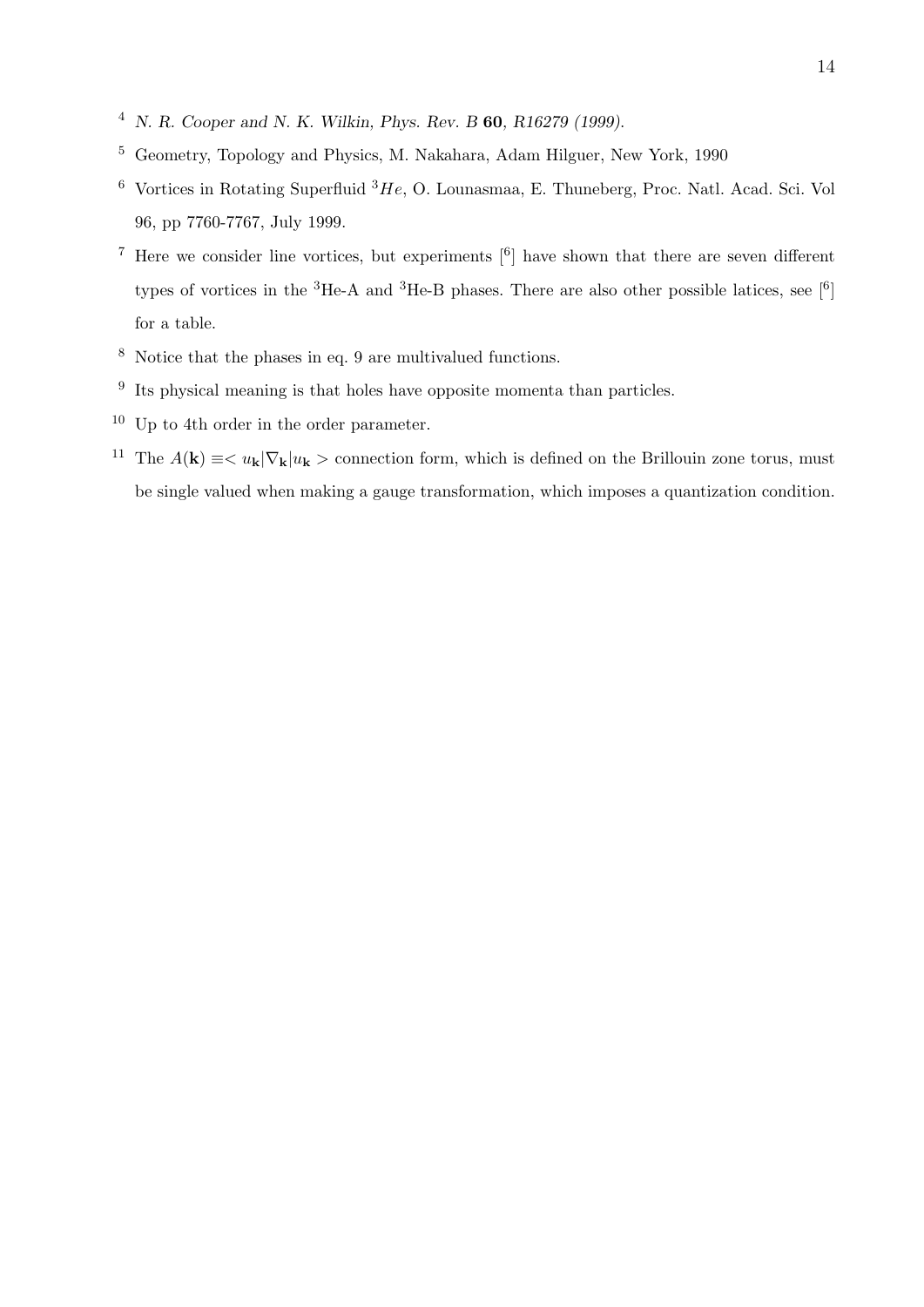[4] *N. R. Cooper and N. K. Wilkin, Phys. Rev. B* **60**, *R16279 (1999).*

[5] Geometry, Topology and Physics, M. Nakahara, Adam Hilguer, New York, 1990

[6] Vortices in Rotating Superfluid $^{3}He$, O. Lounasmaa, E. Thuneberg, Proc. Natl. Acad. Sci. Vol 96, pp 7760-7767, July 1999.

[7] Here we consider line vortices, but experiments [6] have shown that there are seven different types of vortices in the $^{3}$He-A and $^{3}$He-B phases. There are also other possible latices, see [6] for a table.

[8] Notice that the phases in eq. 9 are multivalued functions.

[9] Its physical meaning is that holes have opposite momenta than particles.

[10] Up to 4th order in the order parameter.

[11] The $A(\mathbf{k}) \equiv < u_{\mathbf{k}}|\nabla_{\mathbf{k}}|u_{\mathbf{k}} >$ connection form, which is defined on the Brillouin zone torus, must be single valued when making a gauge transformation, which imposes a quantization condition.